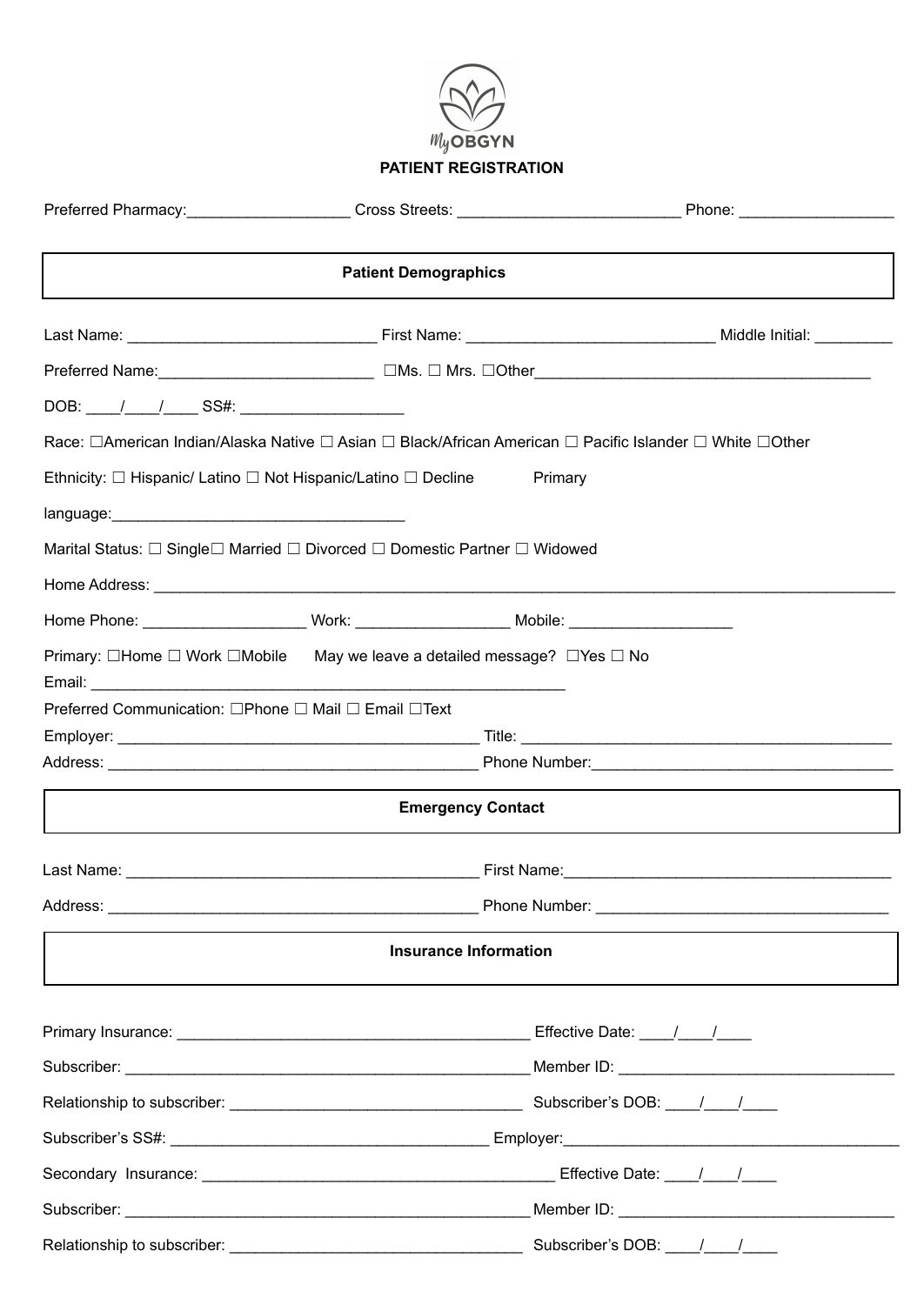MyOBGYN

**PATIENT REGISTRATION**

Preferred Pharmacy:___________________ Cross Streets: __________________________ Phone: __________________

## Patient Demographics

Last Name: _____________________________ First Name: _____________________________ Middle Initial: _________

Preferred Name:_________________________ ☐Ms. ☐ Mrs. ☐Other_______________________________________

DOB: ____/____/____ SS#: ___________________

Race: ☐American Indian/Alaska Native ☐ Asian ☐ Black/African American ☐ Pacific Islander ☐ White ☐Other

Ethnicity: ☐ Hispanic/ Latino ☐ Not Hispanic/Latino ☐ Decline Primary language:_________________________________

Marital Status: ☐ Single☐ Married ☐ Divorced ☐ Domestic Partner ☐ Widowed

Home Address: ________________________________________________________________________________________

Home Phone: ___________________ Work: _________________ Mobile: ___________________

Primary: ☐Home ☐ Work ☐Mobile May we leave a detailed message? ☐Yes ☐ No

Email: ________________________________________________________

Preferred Communication: ☐Phone ☐ Mail ☐ Email ☐Text

Employer: __________________________________________ Title: ___________________________________________

Address: ___________________________________________ Phone Number:___________________________________

## Emergency Contact

Last Name: __________________________________________ First Name:_____________________________________

Address: ___________________________________________ Phone Number: __________________________________

## Insurance Information

Primary Insurance: _________________________________________ Effective Date: ____/____/____

Subscriber: ______________________________________________ Member ID: ________________________________

Relationship to subscriber: __________________________________ Subscriber's DOB: ____/____/____

Subscriber's SS#: ____________________________________ Employer:_______________________________________

Secondary Insurance: _________________________________________ Effective Date: ____/____/____

Subscriber: ______________________________________________ Member ID: ________________________________

Relationship to subscriber: __________________________________ Subscriber's DOB: ____/____/____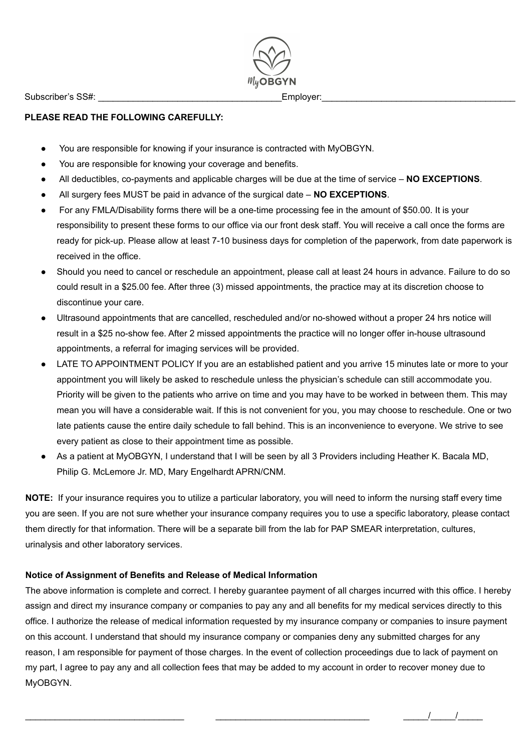MyOBGYN

Subscriber's SS#: ______________________________________Employer:________________________________________

**PLEASE READ THE FOLLOWING CAREFULLY:**

- You are responsible for knowing if your insurance is contracted with MyOBGYN.
- You are responsible for knowing your coverage and benefits.
- All deductibles, co-payments and applicable charges will be due at the time of service – **NO EXCEPTIONS**.
- All surgery fees MUST be paid in advance of the surgical date – **NO EXCEPTIONS**.
- For any FMLA/Disability forms there will be a one-time processing fee in the amount of $50.00. It is your responsibility to present these forms to our office via our front desk staff. You will receive a call once the forms are ready for pick-up. Please allow at least 7-10 business days for completion of the paperwork, from date paperwork is received in the office.
- Should you need to cancel or reschedule an appointment, please call at least 24 hours in advance. Failure to do so could result in a $25.00 fee. After three (3) missed appointments, the practice may at its discretion choose to discontinue your care.
- Ultrasound appointments that are cancelled, rescheduled and/or no-showed without a proper 24 hrs notice will result in a $25 no-show fee. After 2 missed appointments the practice will no longer offer in-house ultrasound appointments, a referral for imaging services will be provided.
- LATE TO APPOINTMENT POLICY If you are an established patient and you arrive 15 minutes late or more to your appointment you will likely be asked to reschedule unless the physician's schedule can still accommodate you. Priority will be given to the patients who arrive on time and you may have to be worked in between them. This may mean you will have a considerable wait. If this is not convenient for you, you may choose to reschedule. One or two late patients cause the entire daily schedule to fall behind. This is an inconvenience to everyone. We strive to see every patient as close to their appointment time as possible.
- As a patient at MyOBGYN, I understand that I will be seen by all 3 Providers including Heather K. Bacala MD, Philip G. McLemore Jr. MD, Mary Engelhardt APRN/CNM.

**NOTE:** If your insurance requires you to utilize a particular laboratory, you will need to inform the nursing staff every time you are seen. If you are not sure whether your insurance company requires you to use a specific laboratory, please contact them directly for that information. There will be a separate bill from the lab for PAP SMEAR interpretation, cultures, urinalysis and other laboratory services.

**Notice of Assignment of Benefits and Release of Medical Information**

The above information is complete and correct. I hereby guarantee payment of all charges incurred with this office. I hereby assign and direct my insurance company or companies to pay any and all benefits for my medical services directly to this office. I authorize the release of medical information requested by my insurance company or companies to insure payment on this account. I understand that should my insurance company or companies deny any submitted charges for any reason, I am responsible for payment of those charges. In the event of collection proceedings due to lack of payment on my part, I agree to pay any and all collection fees that may be added to my account in order to recover money due to MyOBGYN.

________________________________ ________________________________ _____/_____/_____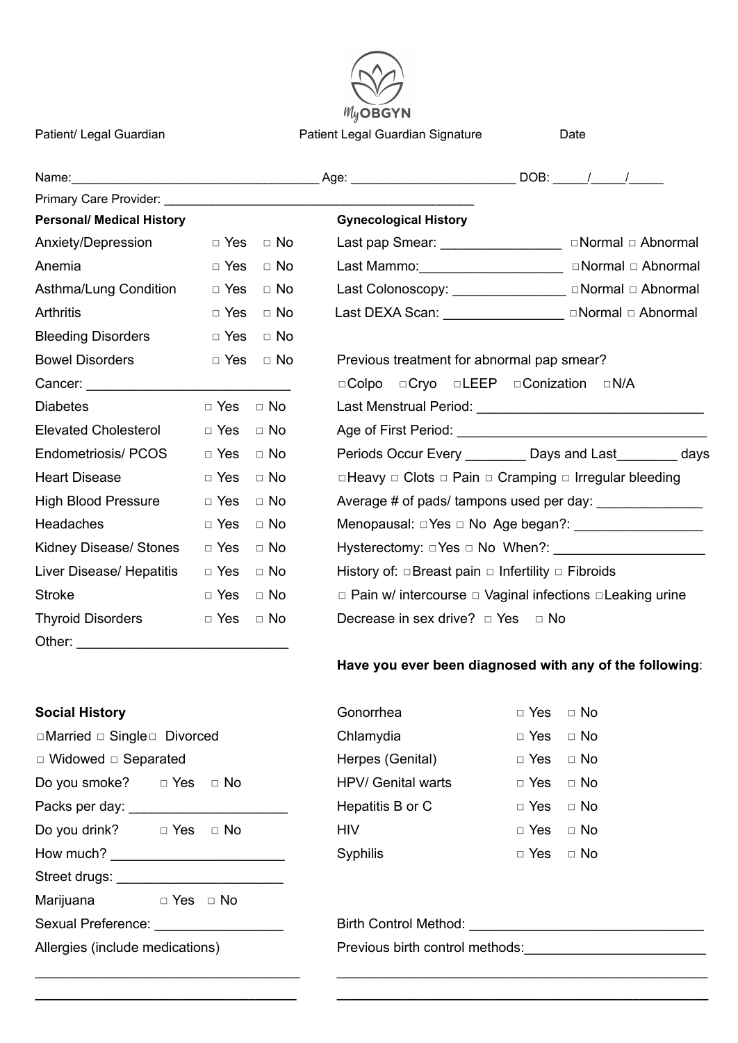MyOBGYN

Patient/ Legal Guardian Patient Legal Guardian Signature Date

Name:___________________________________ Age: _______________________ DOB: _____/_____/_____

Primary Care Provider: _____________________________________________

**Personal/ Medical History**

Anxiety/Depression □ Yes □ No

Anemia □ Yes □ No

Asthma/Lung Condition □ Yes □ No

Arthritis □ Yes □ No

Bleeding Disorders □ Yes □ No

Bowel Disorders □ Yes □ No

Cancer: ___________________________

Diabetes □ Yes □ No

Elevated Cholesterol □ Yes □ No

Endometriosis/ PCOS □ Yes □ No

Heart Disease □ Yes □ No

High Blood Pressure □ Yes □ No

Headaches □ Yes □ No

Kidney Disease/ Stones □ Yes □ No

Liver Disease/ Hepatitis □ Yes □ No

Stroke □ Yes □ No

Thyroid Disorders □ Yes □ No

Other: ___________________________

**Gynecological History**

Last pap Smear: ________________ □Normal □ Abnormal

Last Mammo:___________________ □Normal □ Abnormal

Last Colonoscopy: _______________ □Normal □ Abnormal

Last DEXA Scan: ________________ □Normal □ Abnormal

Previous treatment for abnormal pap smear?

□Colpo □Cryo □LEEP □Conization □N/A

Last Menstrual Period: ______________________________

Age of First Period: _________________________________

Periods Occur Every ________ Days and Last________ days

□Heavy □ Clots □ Pain □ Cramping □ Irregular bleeding

Average # of pads/ tampons used per day: _____________

Menopausal: □Yes □ No Age began?: ________________

Hysterectomy: □Yes □ No When?: ___________________

History of: □Breast pain □ Infertility □ Fibroids

□ Pain w/ intercourse □ Vaginal infections □Leaking urine

Decrease in sex drive? □ Yes □ No

**Have you ever been diagnosed with any of the following**:

Gonorrhea □ Yes □ No

Chlamydia □ Yes □ No

Herpes (Genital) □ Yes □ No

HPV/ Genital warts □ Yes □ No

Hepatitis B or C □ Yes □ No

HIV □ Yes □ No

Syphilis □ Yes □ No

**Social History**

□Married □ Single□ Divorced

□ Widowed □ Separated

Do you smoke? □ Yes □ No

Packs per day: _____________________

Do you drink? □ Yes □ No

How much? _______________________

Street drugs: ______________________

Marijuana □ Yes □ No

Sexual Preference: _________________

Allergies (include medications)

___________________________________

___________________________________

Birth Control Method: ________________________________

Previous birth control methods:________________________

__________________________________________________

__________________________________________________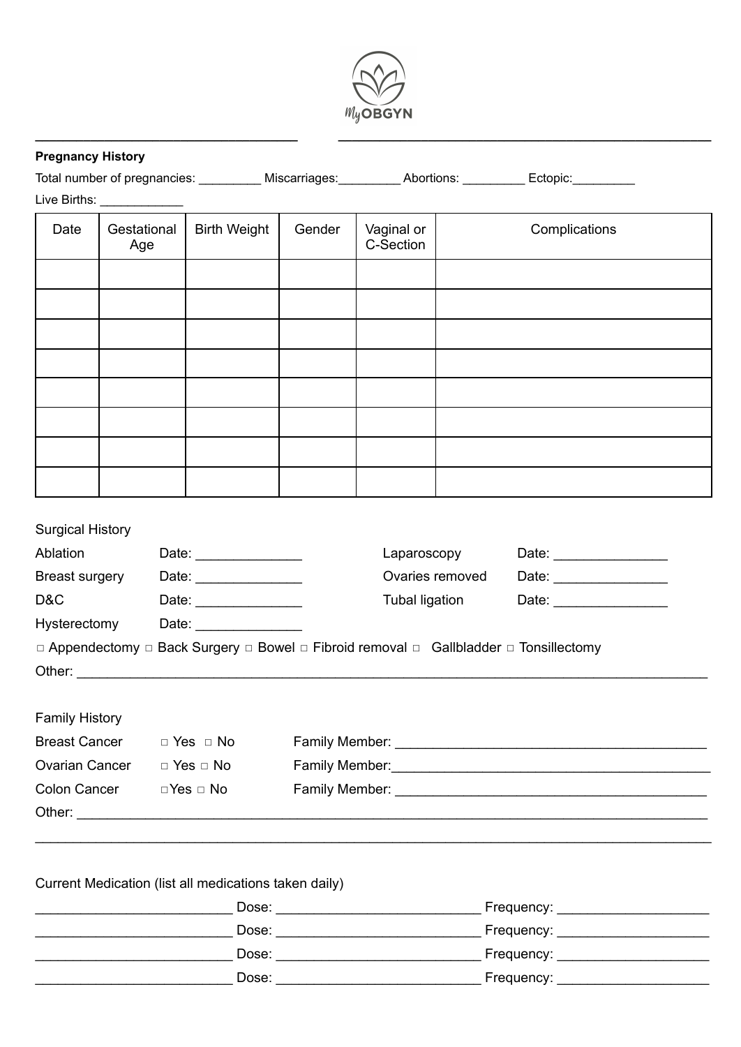MyOBGYN

______________________________ ________________________________________

**Pregnancy History**

Total number of pregnancies: _________ Miscarriages:_________ Abortions: _________ Ectopic:_________

Live Births: ____________

| Date | Gestational Age | Birth Weight | Gender | Vaginal or C-Section | Complications |
|---|---|---|---|---|---|
| | | | | | |
| | | | | | |
| | | | | | |
| | | | | | |
| | | | | | |
| | | | | | |
| | | | | | |
| | | | | | |

Surgical History

Ablation Date: ______________

Breast surgery Date: ______________

D&C Date: ______________

Hysterectomy Date: ______________

Laparoscopy Date: _______________

Ovaries removed Date: _______________

Tubal ligation Date: _______________

□ Appendectomy □ Back Surgery □ Bowel □ Fibroid removal □ Gallbladder □ Tonsillectomy

Other: ________________________________________________________________________________

Family History

Breast Cancer □ Yes □ No Family Member: ________________________________________

Ovarian Cancer □ Yes □ No Family Member:__________________________________________

Colon Cancer □Yes □ No Family Member: ________________________________________

Other: ________________________________________________________________________________

______________________________________________________________________________________

Current Medication (list all medications taken daily)

_________________________ Dose: _________________________ Frequency: ___________________

_________________________ Dose: _________________________ Frequency: ___________________

_________________________ Dose: _________________________ Frequency: ___________________

_________________________ Dose: _________________________ Frequency: ___________________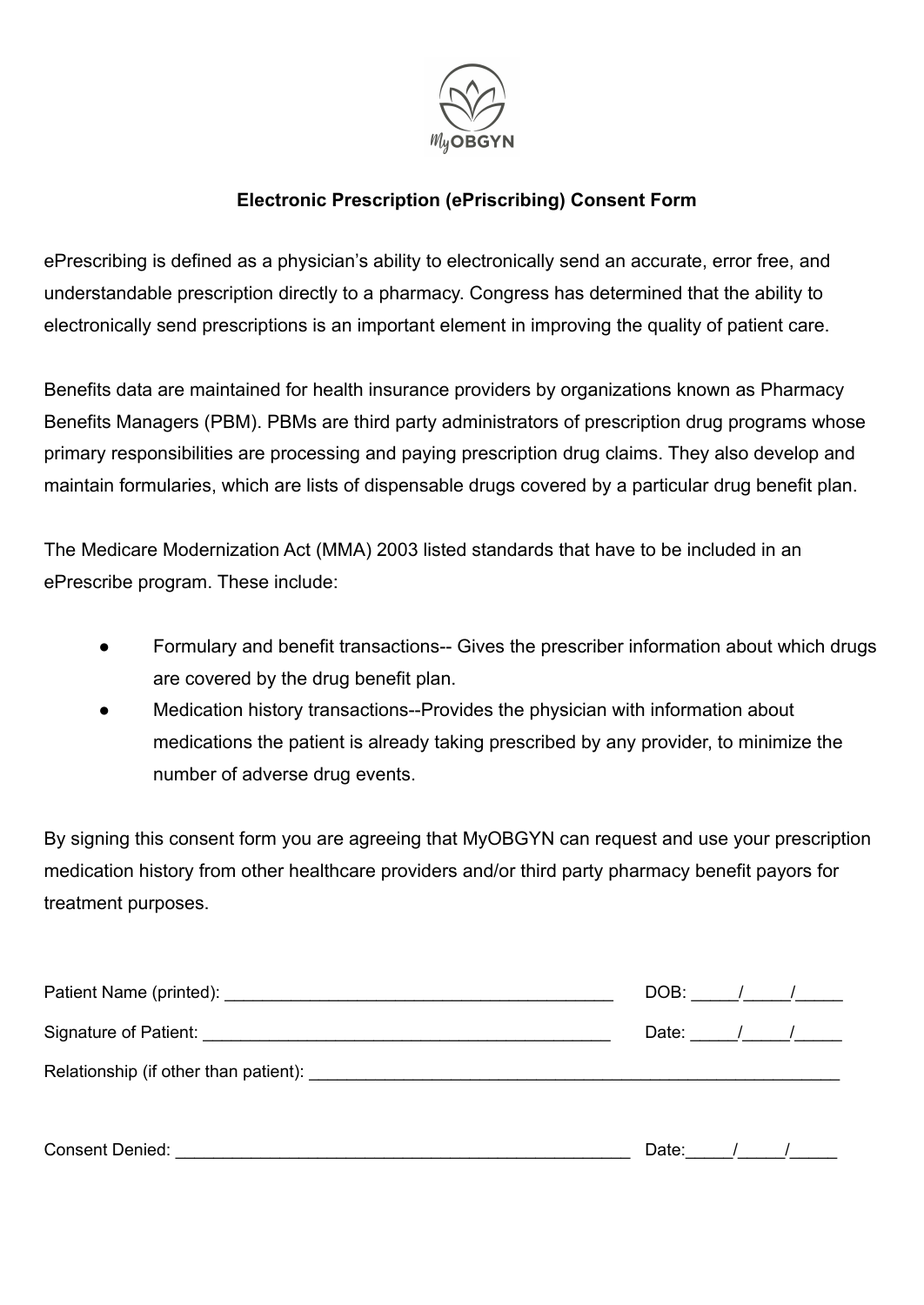MyOBGYN

**Electronic Prescription (ePriscribing) Consent Form**

ePrescribing is defined as a physician's ability to electronically send an accurate, error free, and understandable prescription directly to a pharmacy. Congress has determined that the ability to electronically send prescriptions is an important element in improving the quality of patient care.

Benefits data are maintained for health insurance providers by organizations known as Pharmacy Benefits Managers (PBM). PBMs are third party administrators of prescription drug programs whose primary responsibilities are processing and paying prescription drug claims. They also develop and maintain formularies, which are lists of dispensable drugs covered by a particular drug benefit plan.

The Medicare Modernization Act (MMA) 2003 listed standards that have to be included in an ePrescribe program. These include:

- Formulary and benefit transactions-- Gives the prescriber information about which drugs are covered by the drug benefit plan.
- Medication history transactions--Provides the physician with information about medications the patient is already taking prescribed by any provider, to minimize the number of adverse drug events.

By signing this consent form you are agreeing that MyOBGYN can request and use your prescription medication history from other healthcare providers and/or third party pharmacy benefit payors for treatment purposes.

Patient Name (printed): ___________________________________________ DOB: _____/_____/_____

Signature of Patient: _____________________________________________ Date: _____/_____/_____

Relationship (if other than patient): ___________________________________________________________

Consent Denied: __________________________________________________ Date:_____/_____/_____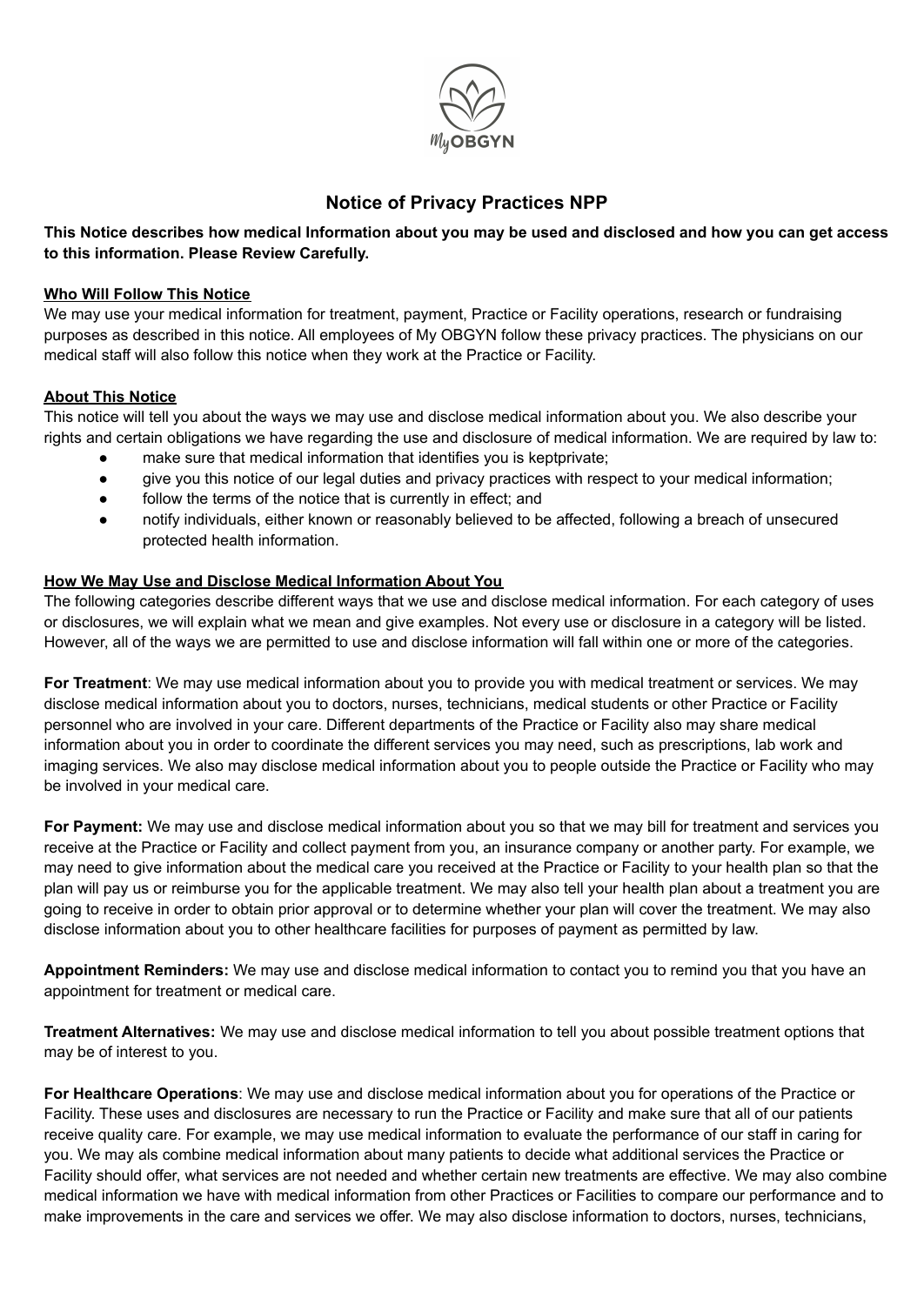## Notice of Privacy Practices NPP

**This Notice describes how medical Information about you may be used and disclosed and how you can get access to this information. Please Review Carefully.**

**Who Will Follow This Notice**

We may use your medical information for treatment, payment, Practice or Facility operations, research or fundraising purposes as described in this notice. All employees of My OBGYN follow these privacy practices. The physicians on our medical staff will also follow this notice when they work at the Practice or Facility.

**About This Notice**

This notice will tell you about the ways we may use and disclose medical information about you. We also describe your rights and certain obligations we have regarding the use and disclosure of medical information. We are required by law to:

- make sure that medical information that identifies you is keptprivate;
- give you this notice of our legal duties and privacy practices with respect to your medical information;
- follow the terms of the notice that is currently in effect; and
- notify individuals, either known or reasonably believed to be affected, following a breach of unsecured protected health information.

**How We May Use and Disclose Medical Information About You**

The following categories describe different ways that we use and disclose medical information. For each category of uses or disclosures, we will explain what we mean and give examples. Not every use or disclosure in a category will be listed. However, all of the ways we are permitted to use and disclose information will fall within one or more of the categories.

**For Treatment**: We may use medical information about you to provide you with medical treatment or services. We may disclose medical information about you to doctors, nurses, technicians, medical students or other Practice or Facility personnel who are involved in your care. Different departments of the Practice or Facility also may share medical information about you in order to coordinate the different services you may need, such as prescriptions, lab work and imaging services. We also may disclose medical information about you to people outside the Practice or Facility who may be involved in your medical care.

**For Payment:** We may use and disclose medical information about you so that we may bill for treatment and services you receive at the Practice or Facility and collect payment from you, an insurance company or another party. For example, we may need to give information about the medical care you received at the Practice or Facility to your health plan so that the plan will pay us or reimburse you for the applicable treatment. We may also tell your health plan about a treatment you are going to receive in order to obtain prior approval or to determine whether your plan will cover the treatment. We may also disclose information about you to other healthcare facilities for purposes of payment as permitted by law.

**Appointment Reminders:** We may use and disclose medical information to contact you to remind you that you have an appointment for treatment or medical care.

**Treatment Alternatives:** We may use and disclose medical information to tell you about possible treatment options that may be of interest to you.

**For Healthcare Operations**: We may use and disclose medical information about you for operations of the Practice or Facility. These uses and disclosures are necessary to run the Practice or Facility and make sure that all of our patients receive quality care. For example, we may use medical information to evaluate the performance of our staff in caring for you. We may als combine medical information about many patients to decide what additional services the Practice or Facility should offer, what services are not needed and whether certain new treatments are effective. We may also combine medical information we have with medical information from other Practices or Facilities to compare our performance and to make improvements in the care and services we offer. We may also disclose information to doctors, nurses, technicians,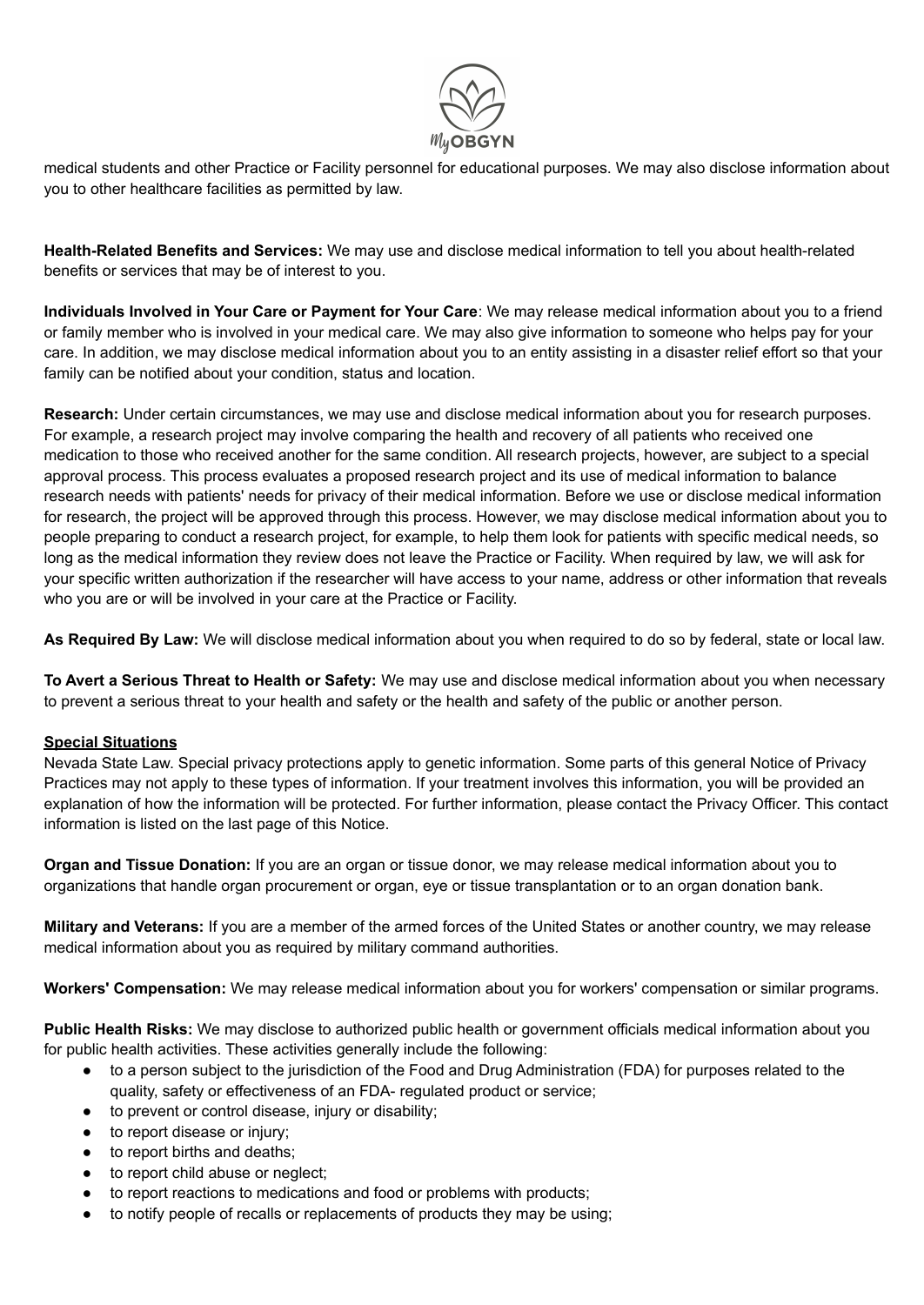medical students and other Practice or Facility personnel for educational purposes. We may also disclose information about you to other healthcare facilities as permitted by law.

**Health-Related Benefits and Services:** We may use and disclose medical information to tell you about health-related benefits or services that may be of interest to you.

**Individuals Involved in Your Care or Payment for Your Care**: We may release medical information about you to a friend or family member who is involved in your medical care. We may also give information to someone who helps pay for your care. In addition, we may disclose medical information about you to an entity assisting in a disaster relief effort so that your family can be notified about your condition, status and location.

**Research:** Under certain circumstances, we may use and disclose medical information about you for research purposes. For example, a research project may involve comparing the health and recovery of all patients who received one medication to those who received another for the same condition. All research projects, however, are subject to a special approval process. This process evaluates a proposed research project and its use of medical information to balance research needs with patients' needs for privacy of their medical information. Before we use or disclose medical information for research, the project will be approved through this process. However, we may disclose medical information about you to people preparing to conduct a research project, for example, to help them look for patients with specific medical needs, so long as the medical information they review does not leave the Practice or Facility. When required by law, we will ask for your specific written authorization if the researcher will have access to your name, address or other information that reveals who you are or will be involved in your care at the Practice or Facility.

**As Required By Law:** We will disclose medical information about you when required to do so by federal, state or local law.

**To Avert a Serious Threat to Health or Safety:** We may use and disclose medical information about you when necessary to prevent a serious threat to your health and safety or the health and safety of the public or another person.

**Special Situations**

Nevada State Law. Special privacy protections apply to genetic information. Some parts of this general Notice of Privacy Practices may not apply to these types of information. If your treatment involves this information, you will be provided an explanation of how the information will be protected. For further information, please contact the Privacy Officer. This contact information is listed on the last page of this Notice.

**Organ and Tissue Donation:** If you are an organ or tissue donor, we may release medical information about you to organizations that handle organ procurement or organ, eye or tissue transplantation or to an organ donation bank.

**Military and Veterans:** If you are a member of the armed forces of the United States or another country, we may release medical information about you as required by military command authorities.

**Workers' Compensation:** We may release medical information about you for workers' compensation or similar programs.

**Public Health Risks:** We may disclose to authorized public health or government officials medical information about you for public health activities. These activities generally include the following:

- to a person subject to the jurisdiction of the Food and Drug Administration (FDA) for purposes related to the quality, safety or effectiveness of an FDA- regulated product or service;
- to prevent or control disease, injury or disability;
- to report disease or injury;
- to report births and deaths;
- to report child abuse or neglect;
- to report reactions to medications and food or problems with products;
- to notify people of recalls or replacements of products they may be using;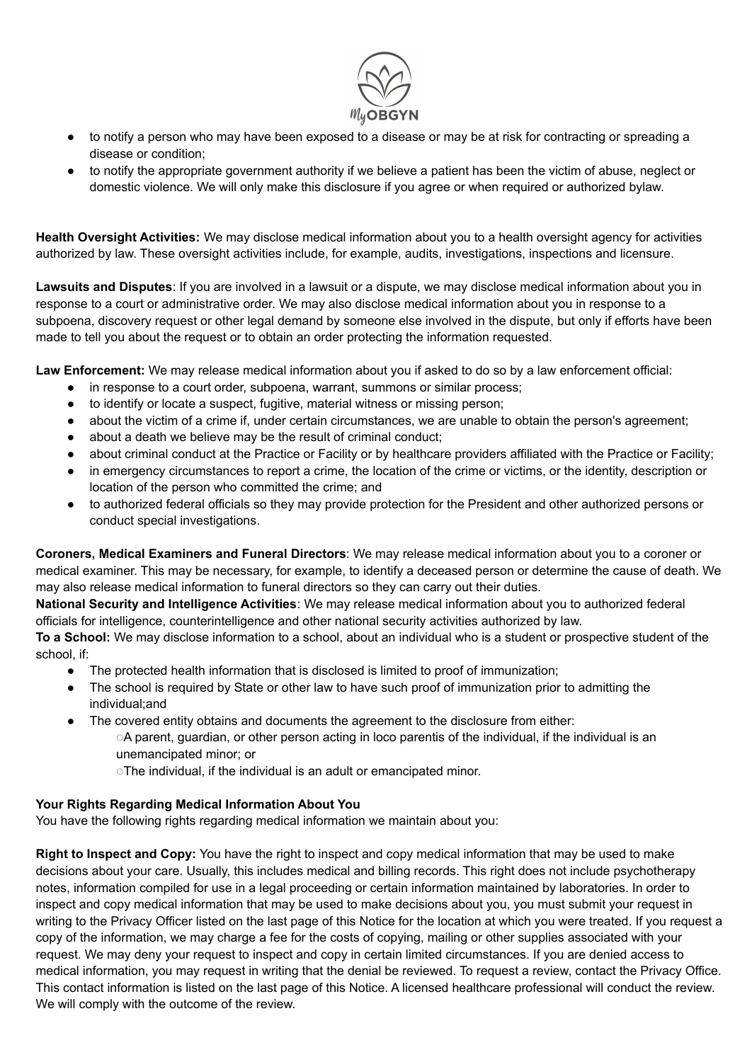- to notify a person who may have been exposed to a disease or may be at risk for contracting or spreading a disease or condition;
- to notify the appropriate government authority if we believe a patient has been the victim of abuse, neglect or domestic violence. We will only make this disclosure if you agree or when required or authorized bylaw.

**Health Oversight Activities:** We may disclose medical information about you to a health oversight agency for activities authorized by law. These oversight activities include, for example, audits, investigations, inspections and licensure.

**Lawsuits and Disputes**: If you are involved in a lawsuit or a dispute, we may disclose medical information about you in response to a court or administrative order. We may also disclose medical information about you in response to a subpoena, discovery request or other legal demand by someone else involved in the dispute, but only if efforts have been made to tell you about the request or to obtain an order protecting the information requested.

**Law Enforcement:** We may release medical information about you if asked to do so by a law enforcement official:

- in response to a court order, subpoena, warrant, summons or similar process;
- to identify or locate a suspect, fugitive, material witness or missing person;
- about the victim of a crime if, under certain circumstances, we are unable to obtain the person's agreement;
- about a death we believe may be the result of criminal conduct;
- about criminal conduct at the Practice or Facility or by healthcare providers affiliated with the Practice or Facility;
- in emergency circumstances to report a crime, the location of the crime or victims, or the identity, description or location of the person who committed the crime; and
- to authorized federal officials so they may provide protection for the President and other authorized persons or conduct special investigations.

**Coroners, Medical Examiners and Funeral Directors**: We may release medical information about you to a coroner or medical examiner. This may be necessary, for example, to identify a deceased person or determine the cause of death. We may also release medical information to funeral directors so they can carry out their duties.

**National Security and Intelligence Activities**: We may release medical information about you to authorized federal officials for intelligence, counterintelligence and other national security activities authorized by law.

**To a School:** We may disclose information to a school, about an individual who is a student or prospective student of the school, if:

- The protected health information that is disclosed is limited to proof of immunization;
- The school is required by State or other law to have such proof of immunization prior to admitting the individual;and
- The covered entity obtains and documents the agreement to the disclosure from either:
  - A parent, guardian, or other person acting in loco parentis of the individual, if the individual is an unemancipated minor; or
  - The individual, if the individual is an adult or emancipated minor.

**Your Rights Regarding Medical Information About You**

You have the following rights regarding medical information we maintain about you:

**Right to Inspect and Copy:** You have the right to inspect and copy medical information that may be used to make decisions about your care. Usually, this includes medical and billing records. This right does not include psychotherapy notes, information compiled for use in a legal proceeding or certain information maintained by laboratories. In order to inspect and copy medical information that may be used to make decisions about you, you must submit your request in writing to the Privacy Officer listed on the last page of this Notice for the location at which you were treated. If you request a copy of the information, we may charge a fee for the costs of copying, mailing or other supplies associated with your request. We may deny your request to inspect and copy in certain limited circumstances. If you are denied access to medical information, you may request in writing that the denial be reviewed. To request a review, contact the Privacy Office. This contact information is listed on the last page of this Notice. A licensed healthcare professional will conduct the review. We will comply with the outcome of the review.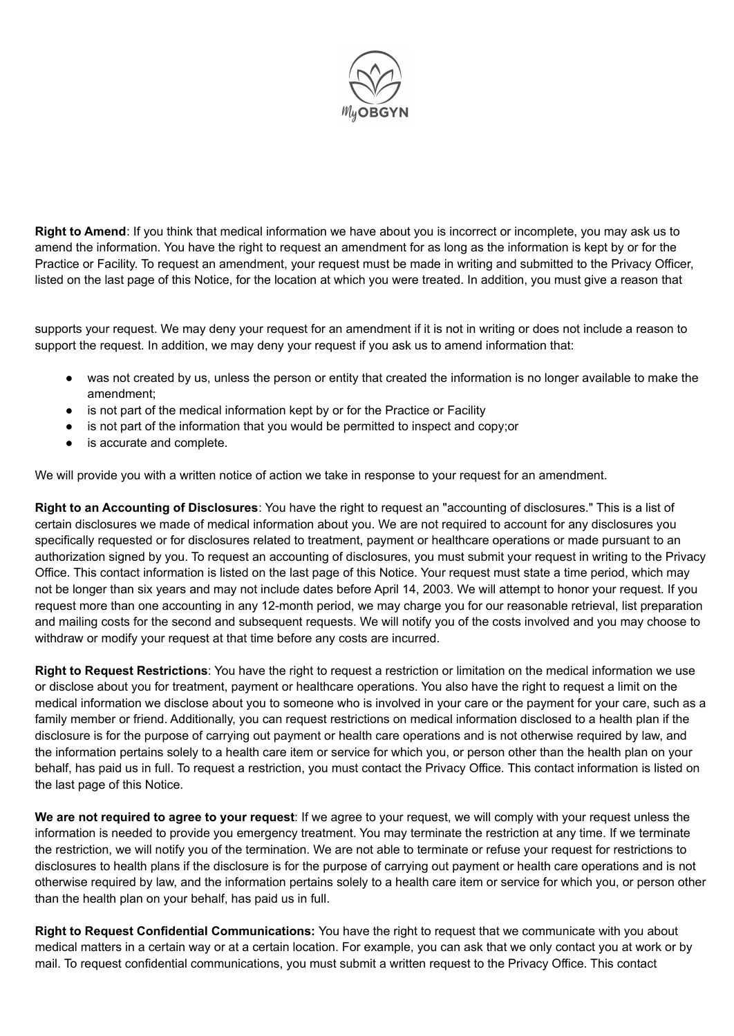**Right to Amend**: If you think that medical information we have about you is incorrect or incomplete, you may ask us to amend the information. You have the right to request an amendment for as long as the information is kept by or for the Practice or Facility. To request an amendment, your request must be made in writing and submitted to the Privacy Officer, listed on the last page of this Notice, for the location at which you were treated. In addition, you must give a reason that supports your request. We may deny your request for an amendment if it is not in writing or does not include a reason to support the request. In addition, we may deny your request if you ask us to amend information that:

- was not created by us, unless the person or entity that created the information is no longer available to make the amendment;
- is not part of the medical information kept by or for the Practice or Facility
- is not part of the information that you would be permitted to inspect and copy;or
- is accurate and complete.

We will provide you with a written notice of action we take in response to your request for an amendment.

**Right to an Accounting of Disclosures**: You have the right to request an "accounting of disclosures." This is a list of certain disclosures we made of medical information about you. We are not required to account for any disclosures you specifically requested or for disclosures related to treatment, payment or healthcare operations or made pursuant to an authorization signed by you. To request an accounting of disclosures, you must submit your request in writing to the Privacy Office. This contact information is listed on the last page of this Notice. Your request must state a time period, which may not be longer than six years and may not include dates before April 14, 2003. We will attempt to honor your request. If you request more than one accounting in any 12-month period, we may charge you for our reasonable retrieval, list preparation and mailing costs for the second and subsequent requests. We will notify you of the costs involved and you may choose to withdraw or modify your request at that time before any costs are incurred.

**Right to Request Restrictions**: You have the right to request a restriction or limitation on the medical information we use or disclose about you for treatment, payment or healthcare operations. You also have the right to request a limit on the medical information we disclose about you to someone who is involved in your care or the payment for your care, such as a family member or friend. Additionally, you can request restrictions on medical information disclosed to a health plan if the disclosure is for the purpose of carrying out payment or health care operations and is not otherwise required by law, and the information pertains solely to a health care item or service for which you, or person other than the health plan on your behalf, has paid us in full. To request a restriction, you must contact the Privacy Office. This contact information is listed on the last page of this Notice.

**We are not required to agree to your request**: If we agree to your request, we will comply with your request unless the information is needed to provide you emergency treatment. You may terminate the restriction at any time. If we terminate the restriction, we will notify you of the termination. We are not able to terminate or refuse your request for restrictions to disclosures to health plans if the disclosure is for the purpose of carrying out payment or health care operations and is not otherwise required by law, and the information pertains solely to a health care item or service for which you, or person other than the health plan on your behalf, has paid us in full.

**Right to Request Confidential Communications:** You have the right to request that we communicate with you about medical matters in a certain way or at a certain location. For example, you can ask that we only contact you at work or by mail. To request confidential communications, you must submit a written request to the Privacy Office. This contact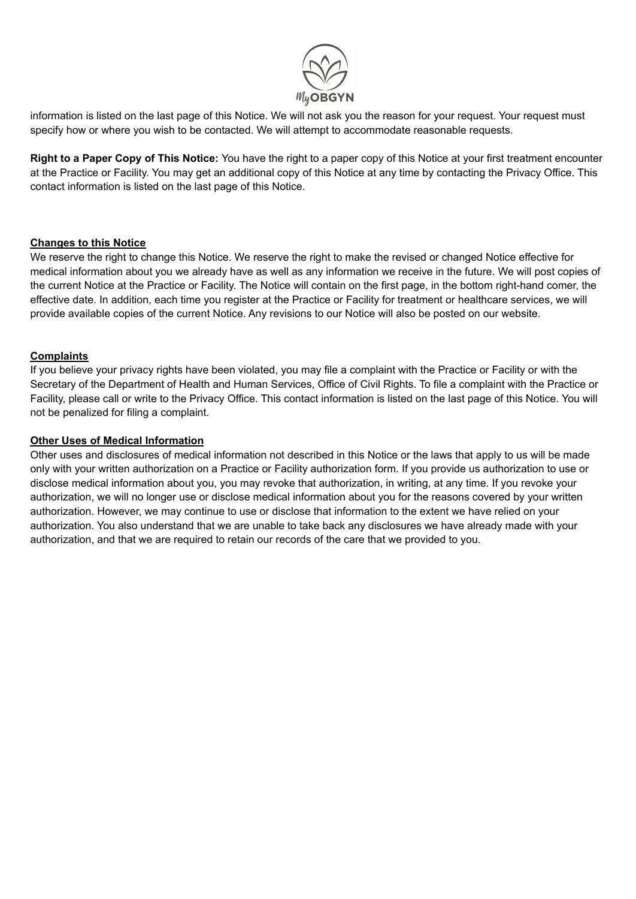information is listed on the last page of this Notice. We will not ask you the reason for your request. Your request must specify how or where you wish to be contacted. We will attempt to accommodate reasonable requests.

**Right to a Paper Copy of This Notice:** You have the right to a paper copy of this Notice at your first treatment encounter at the Practice or Facility. You may get an additional copy of this Notice at any time by contacting the Privacy Office. This contact information is listed on the last page of this Notice.

**Changes to this Notice**

We reserve the right to change this Notice. We reserve the right to make the revised or changed Notice effective for medical information about you we already have as well as any information we receive in the future. We will post copies of the current Notice at the Practice or Facility. The Notice will contain on the first page, in the bottom right-hand comer, the effective date. In addition, each time you register at the Practice or Facility for treatment or healthcare services, we will provide available copies of the current Notice. Any revisions to our Notice will also be posted on our website.

**Complaints**

If you believe your privacy rights have been violated, you may file a complaint with the Practice or Facility or with the Secretary of the Department of Health and Human Services, Office of Civil Rights. To file a complaint with the Practice or Facility, please call or write to the Privacy Office. This contact information is listed on the last page of this Notice. You will not be penalized for filing a complaint.

**Other Uses of Medical Information**

Other uses and disclosures of medical information not described in this Notice or the laws that apply to us will be made only with your written authorization on a Practice or Facility authorization form. If you provide us authorization to use or disclose medical information about you, you may revoke that authorization, in writing, at any time. If you revoke your authorization, we will no longer use or disclose medical information about you for the reasons covered by your written authorization. However, we may continue to use or disclose that information to the extent we have relied on your authorization. You also understand that we are unable to take back any disclosures we have already made with your authorization, and that we are required to retain our records of the care that we provided to you.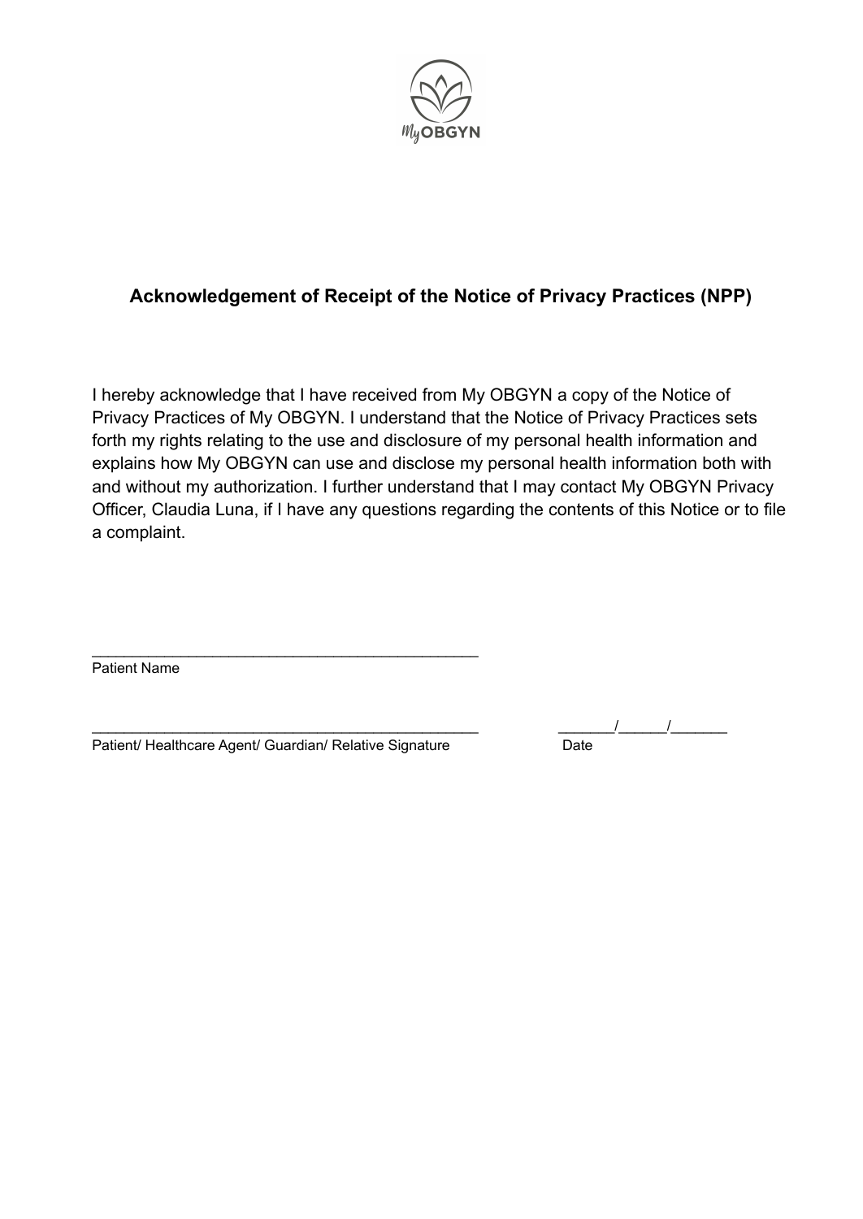MyOBGYN

## Acknowledgement of Receipt of the Notice of Privacy Practices (NPP)

I hereby acknowledge that I have received from My OBGYN a copy of the Notice of Privacy Practices of My OBGYN. I understand that the Notice of Privacy Practices sets forth my rights relating to the use and disclosure of my personal health information and explains how My OBGYN can use and disclose my personal health information both with and without my authorization. I further understand that I may contact My OBGYN Privacy Officer, Claudia Luna, if I have any questions regarding the contents of this Notice or to file a complaint.

_______________________________________________
Patient Name

_______________________________________________ &nbsp;&nbsp;&nbsp;&nbsp; _______/______/_______
Patient/ Healthcare Agent/ Guardian/ Relative Signature &nbsp;&nbsp;&nbsp;&nbsp; Date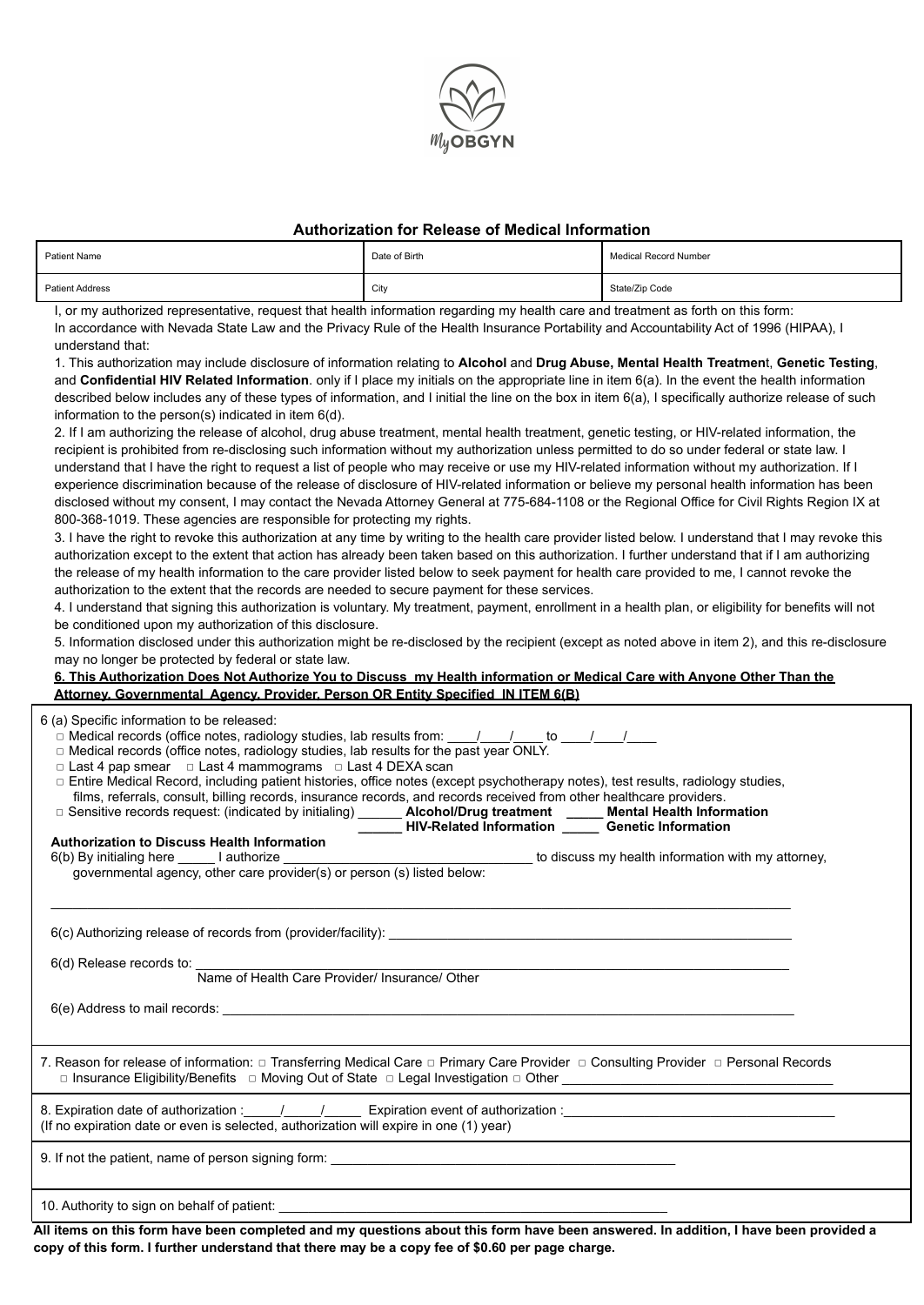MyOBGYN

## Authorization for Release of Medical Information

| Patient Name | Date of Birth | Medical Record Number |
|---|---|---|
| Patient Address | City | State/Zip Code |

I, or my authorized representative, request that health information regarding my health care and treatment as forth on this form:
In accordance with Nevada State Law and the Privacy Rule of the Health Insurance Portability and Accountability Act of 1996 (HIPAA), I understand that:

1. This authorization may include disclosure of information relating to **Alcohol** and **Drug Abuse, Mental Health Treatmen**t, **Genetic Testing**, and **Confidential HIV Related Information**. only if I place my initials on the appropriate line in item 6(a). In the event the health information described below includes any of these types of information, and I initial the line on the box in item 6(a), I specifically authorize release of such information to the person(s) indicated in item 6(d).
2. If I am authorizing the release of alcohol, drug abuse treatment, mental health treatment, genetic testing, or HIV-related information, the recipient is prohibited from re-disclosing such information without my authorization unless permitted to do so under federal or state law. I understand that I have the right to request a list of people who may receive or use my HIV-related information without my authorization. If I experience discrimination because of the release of disclosure of HIV-related information or believe my personal health information has been disclosed without my consent, I may contact the Nevada Attorney General at 775-684-1108 or the Regional Office for Civil Rights Region IX at 800-368-1019. These agencies are responsible for protecting my rights.
3. I have the right to revoke this authorization at any time by writing to the health care provider listed below. I understand that I may revoke this authorization except to the extent that action has already been taken based on this authorization. I further understand that if I am authorizing the release of my health information to the care provider listed below to seek payment for health care provided to me, I cannot revoke the authorization to the extent that the records are needed to secure payment for these services.
4. I understand that signing this authorization is voluntary. My treatment, payment, enrollment in a health plan, or eligibility for benefits will not be conditioned upon my authorization of this disclosure.
5. Information disclosed under this authorization might be re-disclosed by the recipient (except as noted above in item 2), and this re-disclosure may no longer be protected by federal or state law.

**6. This Authorization Does Not Authorize You to Discuss my Health information or Medical Care with Anyone Other Than the Attorney, Governmental Agency, Provider, Person OR Entity Specified IN ITEM 6(B)**

6 (a) Specific information to be released:

- □ Medical records (office notes, radiology studies, lab results from: ____/____/____ to ____/____/____
- □ Medical records (office notes, radiology studies, lab results for the past year ONLY.
- □ Last 4 pap smear □ Last 4 mammograms □ Last 4 DEXA scan
- □ Entire Medical Record, including patient histories, office notes (except psychotherapy notes), test results, radiology studies, films, referrals, consult, billing records, insurance records, and records received from other healthcare providers.
- □ Sensitive records request: (indicated by initialing) ______ **Alcohol/Drug treatment** _____ **Mental Health Information** ______ **HIV-Related Information** _____ **Genetic Information**

**Authorization to Discuss Health Information**

6(b) By initialing here _____ I authorize ________________________________ to discuss my health information with my attorney, governmental agency, other care provider(s) or person (s) listed below:

______________________________________________________________________________

6(c) Authorizing release of records from (provider/facility): ____________________________________________

6(d) Release records to: ____________________________________________________________________
Name of Health Care Provider/ Insurance/ Other

6(e) Address to mail records: ________________________________________________________________

7. Reason for release of information: □ Transferring Medical Care □ Primary Care Provider □ Consulting Provider □ Personal Records □ Insurance Eligibility/Benefits □ Moving Out of State □ Legal Investigation □ Other ________________________________

8. Expiration date of authorization :_____/_____/_____ Expiration event of authorization :______________________________
(If no expiration date or even is selected, authorization will expire in one (1) year)

9. If not the patient, name of person signing form: ______________________________________________

10. Authority to sign on behalf of patient: ______________________________________________________

**All items on this form have been completed and my questions about this form have been answered. In addition, I have been provided a copy of this form. I further understand that there may be a copy fee of $0.60 per page charge.**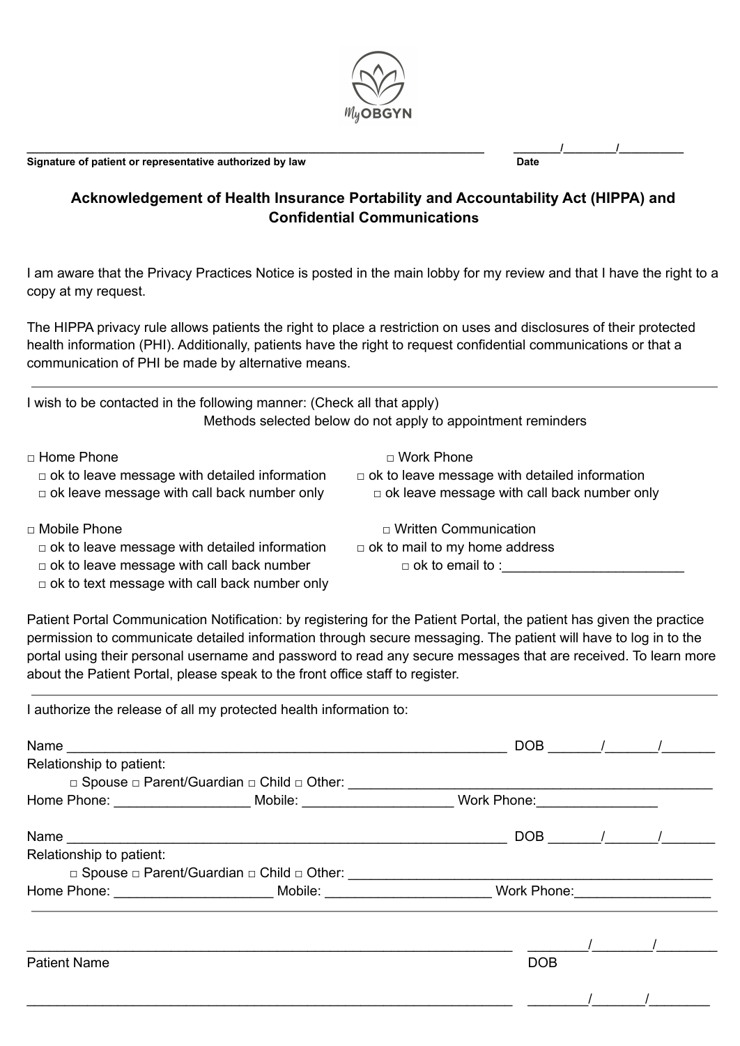MyOBGYN

\_\_\_\_\_\_\_\_\_\_\_\_\_\_\_\_\_\_\_\_\_\_\_\_\_\_\_\_\_\_\_\_\_\_\_\_\_\_\_\_\_\_\_\_\_\_\_\_\_\_\_\_\_\_\_\_\_\_\_\_\_\_ \_\_\_\_\_\_/\_\_\_\_\_\_\_/\_\_\_\_\_\_\_\_\_

**Signature of patient or representative authorized by law** **Date**

## Acknowledgement of Health Insurance Portability and Accountability Act (HIPPA) and Confidential Communications

I am aware that the Privacy Practices Notice is posted in the main lobby for my review and that I have the right to a copy at my request.

The HIPPA privacy rule allows patients the right to place a restriction on uses and disclosures of their protected health information (PHI). Additionally, patients have the right to request confidential communications or that a communication of PHI be made by alternative means.

---

I wish to be contacted in the following manner: (Check all that apply)

Methods selected below do not apply to appointment reminders

□ Home Phone
- □ ok to leave message with detailed information
- □ ok leave message with call back number only

□ Work Phone
- □ ok to leave message with detailed information
- □ ok leave message with call back number only

□ Mobile Phone
- □ ok to leave message with detailed information
- □ ok to leave message with call back number
- □ ok to text message with call back number only

□ Written Communication
- □ ok to mail to my home address
- □ ok to email to :\_\_\_\_\_\_\_\_\_\_\_\_\_\_\_\_\_\_\_\_\_\_\_\_

Patient Portal Communication Notification: by registering for the Patient Portal, the patient has given the practice permission to communicate detailed information through secure messaging. The patient will have to log in to the portal using their personal username and password to read any secure messages that are received. To learn more about the Patient Portal, please speak to the front office staff to register.

---

I authorize the release of all my protected health information to:

Name \_\_\_\_\_\_\_\_\_\_\_\_\_\_\_\_\_\_\_\_\_\_\_\_\_\_\_\_\_\_\_\_\_\_\_\_\_\_\_\_\_\_\_\_\_\_\_\_\_\_\_\_\_\_\_\_\_ DOB \_\_\_\_\_\_\_/\_\_\_\_\_\_\_/\_\_\_\_\_\_\_

Relationship to patient:

□ Spouse □ Parent/Guardian □ Child □ Other: \_\_\_\_\_\_\_\_\_\_\_\_\_\_\_\_\_\_\_\_\_\_\_\_\_\_\_\_\_\_\_\_\_\_\_\_\_\_\_\_\_\_\_\_\_\_\_\_

Home Phone: \_\_\_\_\_\_\_\_\_\_\_\_\_\_\_\_\_\_ Mobile: \_\_\_\_\_\_\_\_\_\_\_\_\_\_\_\_\_\_\_\_ Work Phone:\_\_\_\_\_\_\_\_\_\_\_\_\_\_\_\_

Name \_\_\_\_\_\_\_\_\_\_\_\_\_\_\_\_\_\_\_\_\_\_\_\_\_\_\_\_\_\_\_\_\_\_\_\_\_\_\_\_\_\_\_\_\_\_\_\_\_\_\_\_\_\_\_\_\_ DOB \_\_\_\_\_\_\_/\_\_\_\_\_\_\_/\_\_\_\_\_\_\_

Relationship to patient:

□ Spouse □ Parent/Guardian □ Child □ Other: \_\_\_\_\_\_\_\_\_\_\_\_\_\_\_\_\_\_\_\_\_\_\_\_\_\_\_\_\_\_\_\_\_\_\_\_\_\_\_\_\_\_\_\_\_\_\_\_

Home Phone: \_\_\_\_\_\_\_\_\_\_\_\_\_\_\_\_\_\_\_\_\_ Mobile: \_\_\_\_\_\_\_\_\_\_\_\_\_\_\_\_\_\_\_\_\_\_ Work Phone:\_\_\_\_\_\_\_\_\_\_\_\_\_\_\_\_\_\_

---

\_\_\_\_\_\_\_\_\_\_\_\_\_\_\_\_\_\_\_\_\_\_\_\_\_\_\_\_\_\_\_\_\_\_\_\_\_\_\_\_\_\_\_\_\_\_\_\_\_\_\_\_\_\_\_\_\_\_\_\_\_\_ \_\_\_\_\_\_\_\_/\_\_\_\_\_\_\_\_/\_\_\_\_\_\_\_\_

Patient Name DOB

\_\_\_\_\_\_\_\_\_\_\_\_\_\_\_\_\_\_\_\_\_\_\_\_\_\_\_\_\_\_\_\_\_\_\_\_\_\_\_\_\_\_\_\_\_\_\_\_\_\_\_\_\_\_\_\_\_\_\_\_\_\_ \_\_\_\_\_\_\_\_/\_\_\_\_\_\_\_/\_\_\_\_\_\_\_\_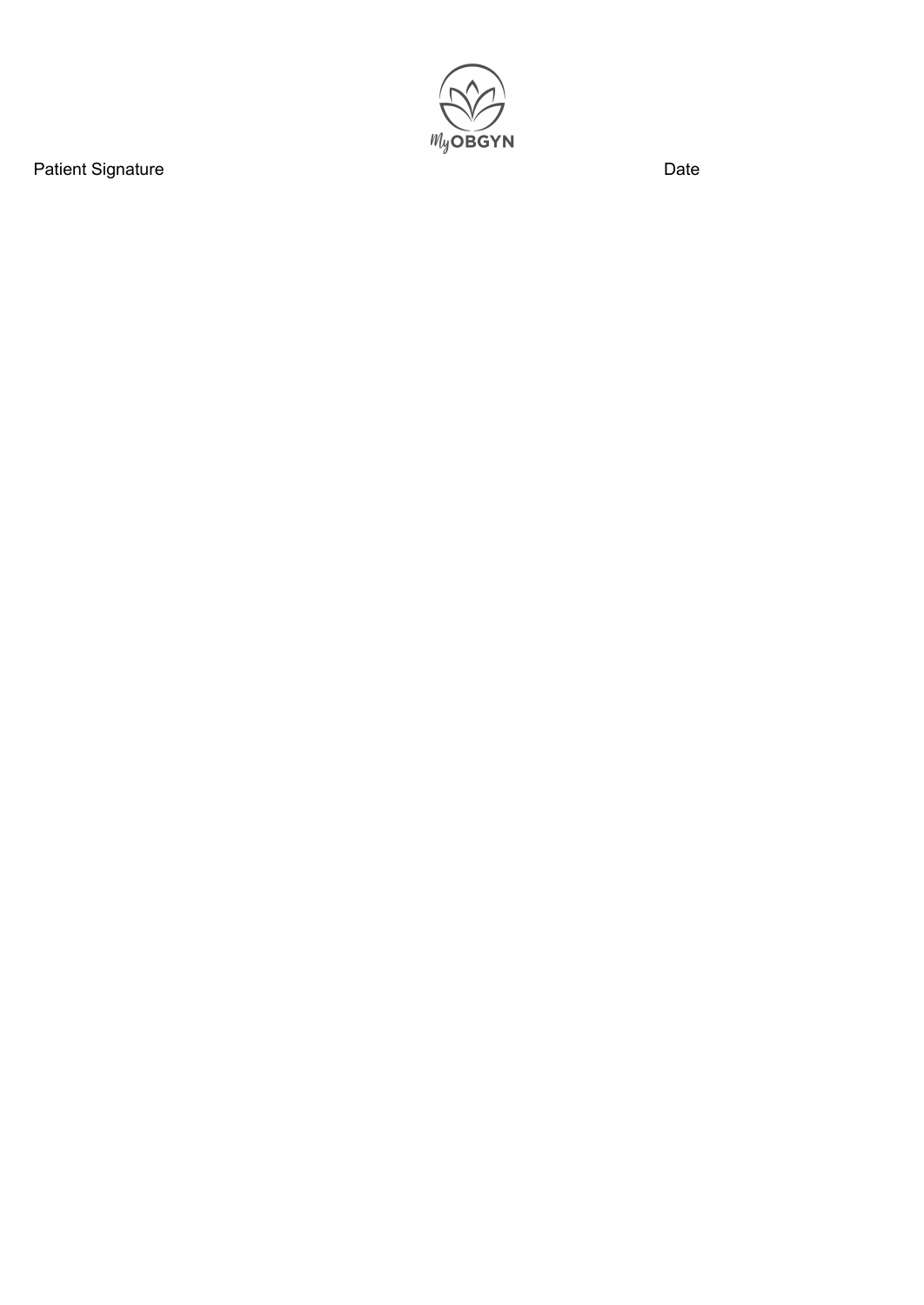Patient Signature

Date